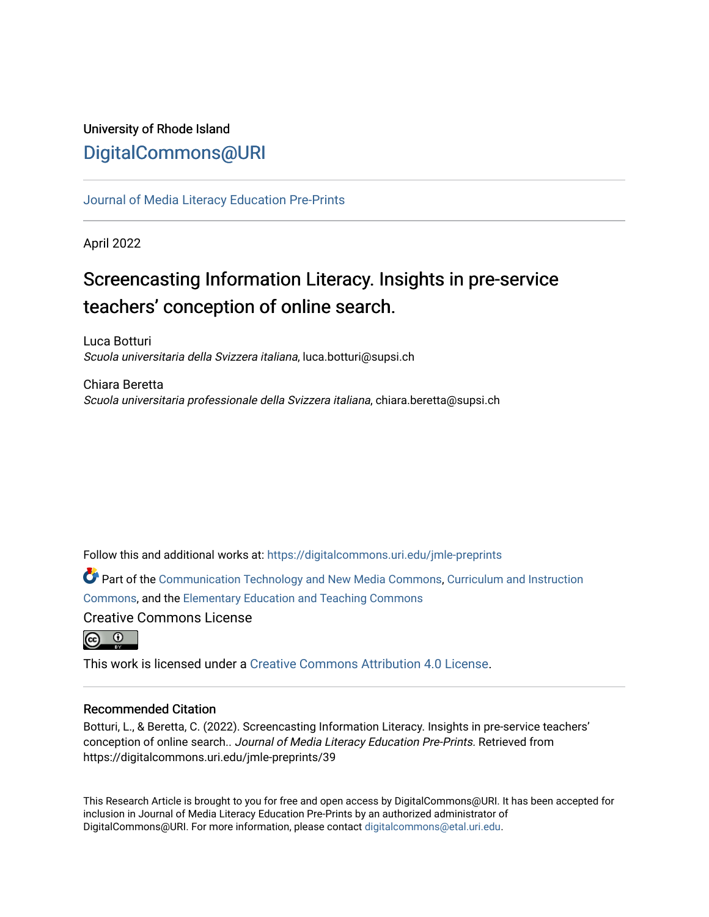University of Rhode Island

DigitalCommons@URI

---

Journal of Media Literacy Education Pre-Prints

---

April 2022

# Screencasting Information Literacy. Insights in pre-service teachers' conception of online search.

Luca Botturi
*Scuola universitaria della Svizzera italiana*, luca.botturi@supsi.ch

Chiara Beretta
*Scuola universitaria professionale della Svizzera italiana*, chiara.beretta@supsi.ch

Follow this and additional works at: https://digitalcommons.uri.edu/jmle-preprints

Part of the Communication Technology and New Media Commons, Curriculum and Instruction Commons, and the Elementary Education and Teaching Commons

Creative Commons License

This work is licensed under a Creative Commons Attribution 4.0 License.

---

## Recommended Citation

Botturi, L., & Beretta, C. (2022). Screencasting Information Literacy. Insights in pre-service teachers' conception of online search.. *Journal of Media Literacy Education Pre-Prints.* Retrieved from https://digitalcommons.uri.edu/jmle-preprints/39

This Research Article is brought to you for free and open access by DigitalCommons@URI. It has been accepted for inclusion in Journal of Media Literacy Education Pre-Prints by an authorized administrator of DigitalCommons@URI. For more information, please contact digitalcommons@etal.uri.edu.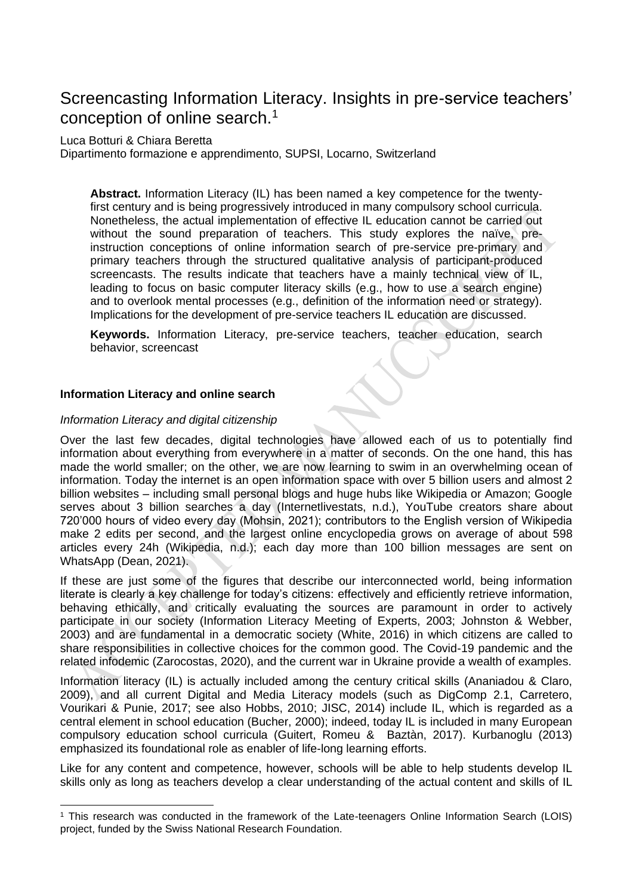# Screencasting Information Literacy. Insights in pre-service teachers' conception of online search.[1]

Luca Botturi & Chiara Beretta

Dipartimento formazione e apprendimento, SUPSI, Locarno, Switzerland

> **Abstract.** Information Literacy (IL) has been named a key competence for the twenty-first century and is being progressively introduced in many compulsory school curricula. Nonetheless, the actual implementation of effective IL education cannot be carried out without the sound preparation of teachers. This study explores the naïve, pre-instruction conceptions of online information search of pre-service pre-primary and primary teachers through the structured qualitative analysis of participant-produced screencasts. The results indicate that teachers have a mainly technical view of IL, leading to focus on basic computer literacy skills (e.g., how to use a search engine) and to overlook mental processes (e.g., definition of the information need or strategy). Implications for the development of pre-service teachers IL education are discussed.
>
> **Keywords.** Information Literacy, pre-service teachers, teacher education, search behavior, screencast

## Information Literacy and online search

### *Information Literacy and digital citizenship*

Over the last few decades, digital technologies have allowed each of us to potentially find information about everything from everywhere in a matter of seconds. On the one hand, this has made the world smaller; on the other, we are now learning to swim in an overwhelming ocean of information. Today the internet is an open information space with over 5 billion users and almost 2 billion websites – including small personal blogs and huge hubs like Wikipedia or Amazon; Google serves about 3 billion searches a day (Internetlivestats, n.d.), YouTube creators share about 720'000 hours of video every day (Mohsin, 2021); contributors to the English version of Wikipedia make 2 edits per second, and the largest online encyclopedia grows on average of about 598 articles every 24h (Wikipedia, n.d.); each day more than 100 billion messages are sent on WhatsApp (Dean, 2021).

If these are just some of the figures that describe our interconnected world, being information literate is clearly a key challenge for today's citizens: effectively and efficiently retrieve information, behaving ethically, and critically evaluating the sources are paramount in order to actively participate in our society (Information Literacy Meeting of Experts, 2003; Johnston & Webber, 2003) and are fundamental in a democratic society (White, 2016) in which citizens are called to share responsibilities in collective choices for the common good. The Covid-19 pandemic and the related infodemic (Zarocostas, 2020), and the current war in Ukraine provide a wealth of examples.

Information literacy (IL) is actually included among the century critical skills (Ananiadou & Claro, 2009), and all current Digital and Media Literacy models (such as DigComp 2.1, Carretero, Vourikari & Punie, 2017; see also Hobbs, 2010; JISC, 2014) include IL, which is regarded as a central element in school education (Bucher, 2000); indeed, today IL is included in many European compulsory education school curricula (Guitert, Romeu & Baztàn, 2017). Kurbanoglu (2013) emphasized its foundational role as enabler of life-long learning efforts.

Like for any content and competence, however, schools will be able to help students develop IL skills only as long as teachers develop a clear understanding of the actual content and skills of IL

[1] This research was conducted in the framework of the Late-teenagers Online Information Search (LOIS) project, funded by the Swiss National Research Foundation.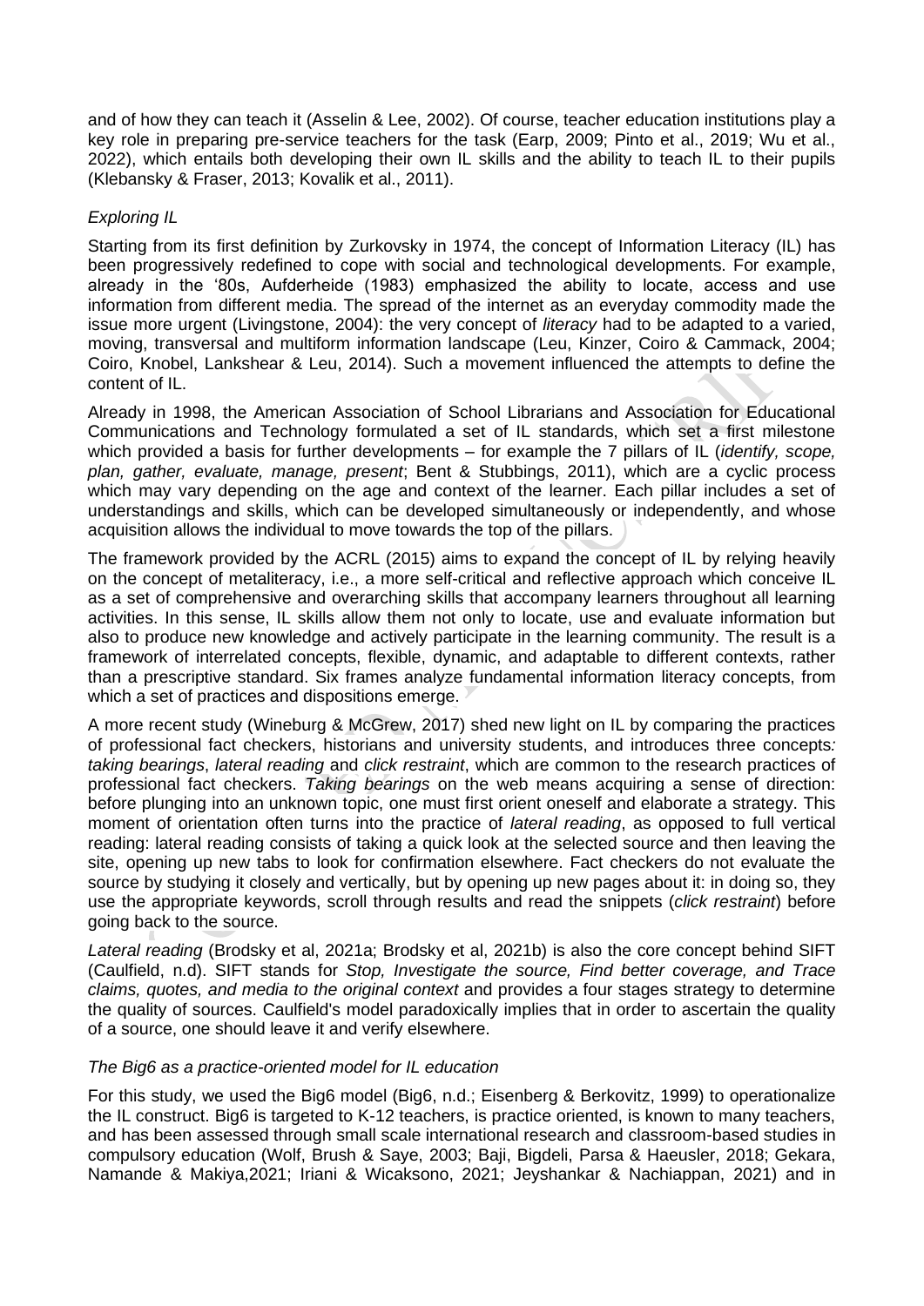and of how they can teach it (Asselin & Lee, 2002). Of course, teacher education institutions play a key role in preparing pre-service teachers for the task (Earp, 2009; Pinto et al., 2019; Wu et al., 2022), which entails both developing their own IL skills and the ability to teach IL to their pupils (Klebansky & Fraser, 2013; Kovalik et al., 2011).

### *Exploring IL*

Starting from its first definition by Zurkovsky in 1974, the concept of Information Literacy (IL) has been progressively redefined to cope with social and technological developments. For example, already in the '80s, Aufderheide (1983) emphasized the ability to locate, access and use information from different media. The spread of the internet as an everyday commodity made the issue more urgent (Livingstone, 2004): the very concept of *literacy* had to be adapted to a varied, moving, transversal and multiform information landscape (Leu, Kinzer, Coiro & Cammack, 2004; Coiro, Knobel, Lankshear & Leu, 2014). Such a movement influenced the attempts to define the content of IL.

Already in 1998, the American Association of School Librarians and Association for Educational Communications and Technology formulated a set of IL standards, which set a first milestone which provided a basis for further developments – for example the 7 pillars of IL (*identify, scope, plan, gather, evaluate, manage, present*; Bent & Stubbings, 2011), which are a cyclic process which may vary depending on the age and context of the learner. Each pillar includes a set of understandings and skills, which can be developed simultaneously or independently, and whose acquisition allows the individual to move towards the top of the pillars.

The framework provided by the ACRL (2015) aims to expand the concept of IL by relying heavily on the concept of metaliteracy, i.e., a more self-critical and reflective approach which conceive IL as a set of comprehensive and overarching skills that accompany learners throughout all learning activities. In this sense, IL skills allow them not only to locate, use and evaluate information but also to produce new knowledge and actively participate in the learning community. The result is a framework of interrelated concepts, flexible, dynamic, and adaptable to different contexts, rather than a prescriptive standard. Six frames analyze fundamental information literacy concepts, from which a set of practices and dispositions emerge.

A more recent study (Wineburg & McGrew, 2017) shed new light on IL by comparing the practices of professional fact checkers, historians and university students, and introduces three concepts: *taking bearings*, *lateral reading* and *click restraint*, which are common to the research practices of professional fact checkers. *Taking bearings* on the web means acquiring a sense of direction: before plunging into an unknown topic, one must first orient oneself and elaborate a strategy. This moment of orientation often turns into the practice of *lateral reading*, as opposed to full vertical reading: lateral reading consists of taking a quick look at the selected source and then leaving the site, opening up new tabs to look for confirmation elsewhere. Fact checkers do not evaluate the source by studying it closely and vertically, but by opening up new pages about it: in doing so, they use the appropriate keywords, scroll through results and read the snippets (*click restraint*) before going back to the source.

*Lateral reading* (Brodsky et al, 2021a; Brodsky et al, 2021b) is also the core concept behind SIFT (Caulfield, n.d). SIFT stands for *Stop, Investigate the source, Find better coverage, and Trace claims, quotes, and media to the original context* and provides a four stages strategy to determine the quality of sources. Caulfield's model paradoxically implies that in order to ascertain the quality of a source, one should leave it and verify elsewhere.

### *The Big6 as a practice-oriented model for IL education*

For this study, we used the Big6 model (Big6, n.d.; Eisenberg & Berkovitz, 1999) to operationalize the IL construct. Big6 is targeted to K-12 teachers, is practice oriented, is known to many teachers, and has been assessed through small scale international research and classroom-based studies in compulsory education (Wolf, Brush & Saye, 2003; Baji, Bigdeli, Parsa & Haeusler, 2018; Gekara, Namande & Makiya,2021; Iriani & Wicaksono, 2021; Jeyshankar & Nachiappan, 2021) and in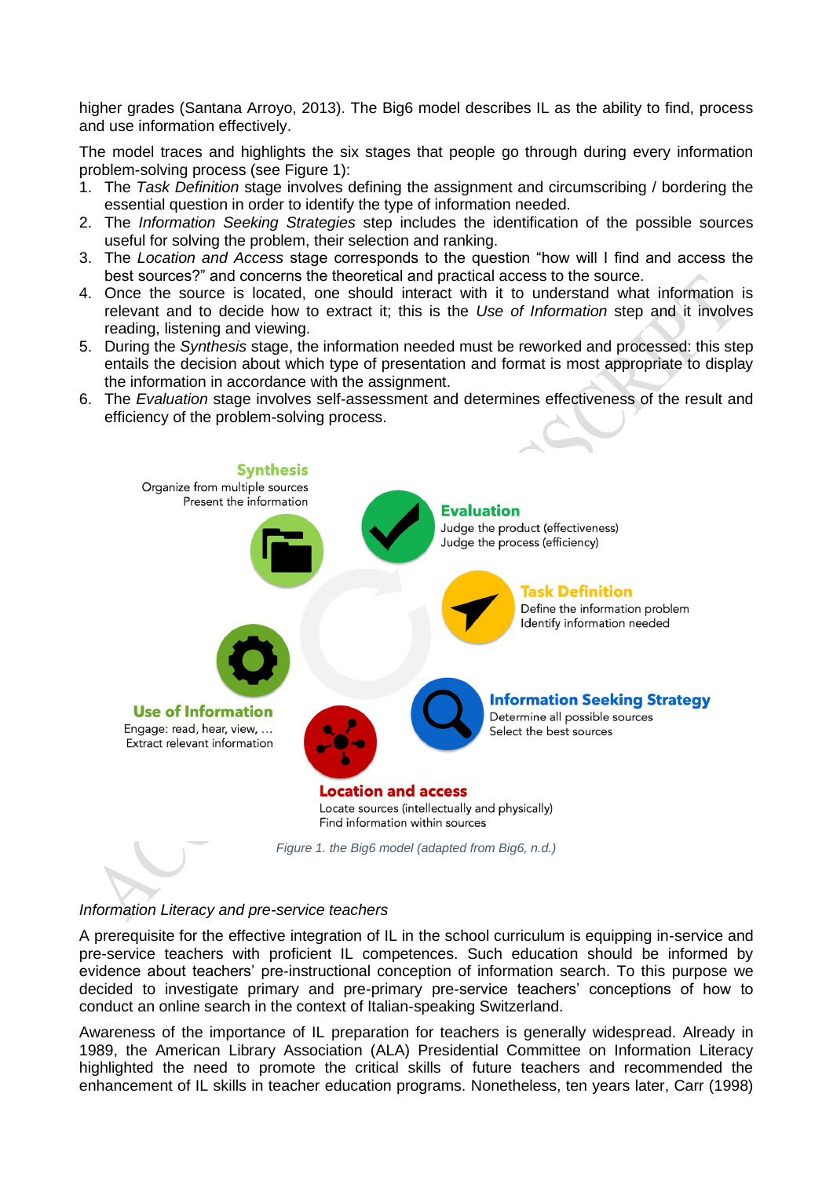higher grades (Santana Arroyo, 2013). The Big6 model describes IL as the ability to find, process and use information effectively.

The model traces and highlights the six stages that people go through during every information problem-solving process (see Figure 1):

1. The *Task Definition* stage involves defining the assignment and circumscribing / bordering the essential question in order to identify the type of information needed.
2. The *Information Seeking Strategies* step includes the identification of the possible sources useful for solving the problem, their selection and ranking.
3. The *Location and Access* stage corresponds to the question "how will I find and access the best sources?" and concerns the theoretical and practical access to the source.
4. Once the source is located, one should interact with it to understand what information is relevant and to decide how to extract it; this is the *Use of Information* step and it involves reading, listening and viewing.
5. During the *Synthesis* stage, the information needed must be reworked and processed: this step entails the decision about which type of presentation and format is most appropriate to display the information in accordance with the assignment.
6. The *Evaluation* stage involves self-assessment and determines effectiveness of the result and efficiency of the problem-solving process.

**Synthesis**
Organize from multiple sources
Present the information

**Evaluation**
Judge the product (effectiveness)
Judge the process (efficiency)

**Task Definition**
Define the information problem
Identify information needed

**Use of Information**
Engage: read, hear, view, …
Extract relevant information

**Information Seeking Strategy**
Determine all possible sources
Select the best sources

**Location and access**
Locate sources (intellectually and physically)
Find information within sources

*Figure 1. the Big6 model (adapted from Big6, n.d.)*

*Information Literacy and pre-service teachers*

A prerequisite for the effective integration of IL in the school curriculum is equipping in-service and pre-service teachers with proficient IL competences. Such education should be informed by evidence about teachers' pre-instructional conception of information search. To this purpose we decided to investigate primary and pre-primary pre-service teachers' conceptions of how to conduct an online search in the context of Italian-speaking Switzerland.

Awareness of the importance of IL preparation for teachers is generally widespread. Already in 1989, the American Library Association (ALA) Presidential Committee on Information Literacy highlighted the need to promote the critical skills of future teachers and recommended the enhancement of IL skills in teacher education programs. Nonetheless, ten years later, Carr (1998)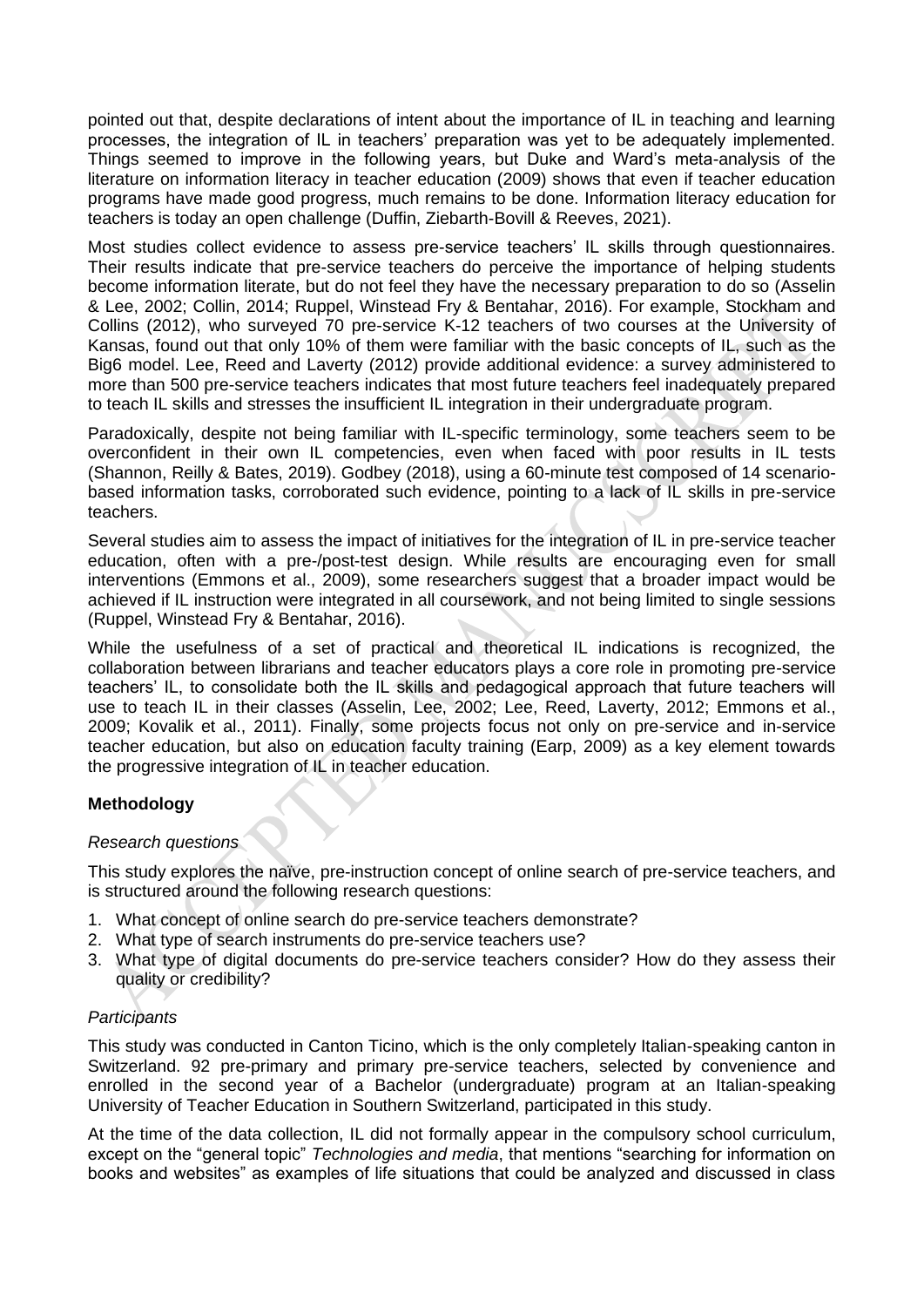pointed out that, despite declarations of intent about the importance of IL in teaching and learning processes, the integration of IL in teachers' preparation was yet to be adequately implemented. Things seemed to improve in the following years, but Duke and Ward's meta-analysis of the literature on information literacy in teacher education (2009) shows that even if teacher education programs have made good progress, much remains to be done. Information literacy education for teachers is today an open challenge (Duffin, Ziebarth-Bovill & Reeves, 2021).

Most studies collect evidence to assess pre-service teachers' IL skills through questionnaires. Their results indicate that pre-service teachers do perceive the importance of helping students become information literate, but do not feel they have the necessary preparation to do so (Asselin & Lee, 2002; Collin, 2014; Ruppel, Winstead Fry & Bentahar, 2016). For example, Stockham and Collins (2012), who surveyed 70 pre-service K-12 teachers of two courses at the University of Kansas, found out that only 10% of them were familiar with the basic concepts of IL, such as the Big6 model. Lee, Reed and Laverty (2012) provide additional evidence: a survey administered to more than 500 pre-service teachers indicates that most future teachers feel inadequately prepared to teach IL skills and stresses the insufficient IL integration in their undergraduate program.

Paradoxically, despite not being familiar with IL-specific terminology, some teachers seem to be overconfident in their own IL competencies, even when faced with poor results in IL tests (Shannon, Reilly & Bates, 2019). Godbey (2018), using a 60-minute test composed of 14 scenario-based information tasks, corroborated such evidence, pointing to a lack of IL skills in pre-service teachers.

Several studies aim to assess the impact of initiatives for the integration of IL in pre-service teacher education, often with a pre-/post-test design. While results are encouraging even for small interventions (Emmons et al., 2009), some researchers suggest that a broader impact would be achieved if IL instruction were integrated in all coursework, and not being limited to single sessions (Ruppel, Winstead Fry & Bentahar, 2016).

While the usefulness of a set of practical and theoretical IL indications is recognized, the collaboration between librarians and teacher educators plays a core role in promoting pre-service teachers' IL, to consolidate both the IL skills and pedagogical approach that future teachers will use to teach IL in their classes (Asselin, Lee, 2002; Lee, Reed, Laverty, 2012; Emmons et al., 2009; Kovalik et al., 2011). Finally, some projects focus not only on pre-service and in-service teacher education, but also on education faculty training (Earp, 2009) as a key element towards the progressive integration of IL in teacher education.

## Methodology

### *Research questions*

This study explores the naïve, pre-instruction concept of online search of pre-service teachers, and is structured around the following research questions:

1. What concept of online search do pre-service teachers demonstrate?
2. What type of search instruments do pre-service teachers use?
3. What type of digital documents do pre-service teachers consider? How do they assess their quality or credibility?

### *Participants*

This study was conducted in Canton Ticino, which is the only completely Italian-speaking canton in Switzerland. 92 pre-primary and primary pre-service teachers, selected by convenience and enrolled in the second year of a Bachelor (undergraduate) program at an Italian-speaking University of Teacher Education in Southern Switzerland, participated in this study.

At the time of the data collection, IL did not formally appear in the compulsory school curriculum, except on the "general topic" *Technologies and media*, that mentions "searching for information on books and websites" as examples of life situations that could be analyzed and discussed in class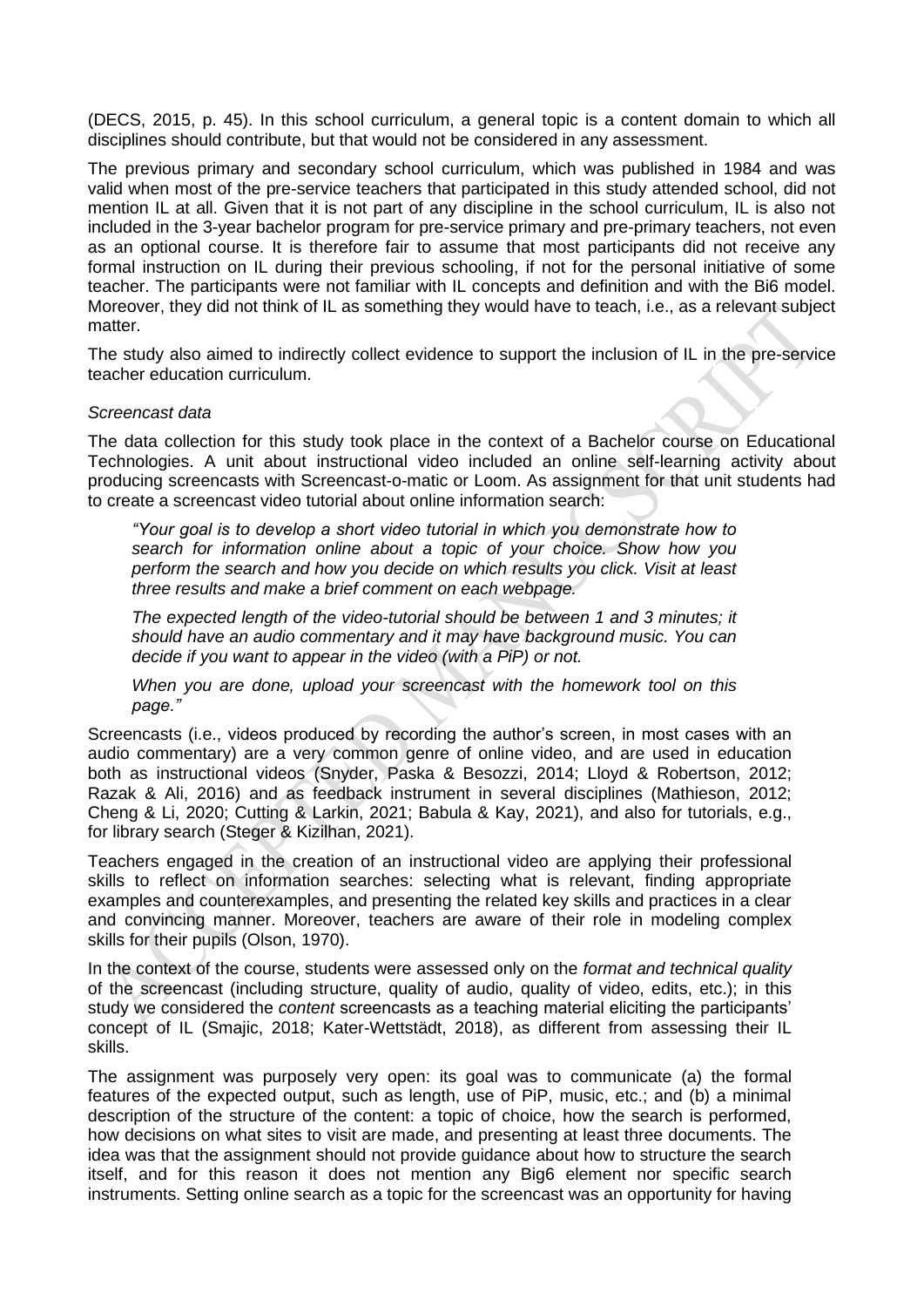(DECS, 2015, p. 45). In this school curriculum, a general topic is a content domain to which all disciplines should contribute, but that would not be considered in any assessment.

The previous primary and secondary school curriculum, which was published in 1984 and was valid when most of the pre-service teachers that participated in this study attended school, did not mention IL at all. Given that it is not part of any discipline in the school curriculum, IL is also not included in the 3-year bachelor program for pre-service primary and pre-primary teachers, not even as an optional course. It is therefore fair to assume that most participants did not receive any formal instruction on IL during their previous schooling, if not for the personal initiative of some teacher. The participants were not familiar with IL concepts and definition and with the Bi6 model. Moreover, they did not think of IL as something they would have to teach, i.e., as a relevant subject matter.

The study also aimed to indirectly collect evidence to support the inclusion of IL in the pre-service teacher education curriculum.

*Screencast data*

The data collection for this study took place in the context of a Bachelor course on Educational Technologies. A unit about instructional video included an online self-learning activity about producing screencasts with Screencast-o-matic or Loom. As assignment for that unit students had to create a screencast video tutorial about online information search:

> *"Your goal is to develop a short video tutorial in which you demonstrate how to search for information online about a topic of your choice. Show how you perform the search and how you decide on which results you click. Visit at least three results and make a brief comment on each webpage.*
>
> *The expected length of the video-tutorial should be between 1 and 3 minutes; it should have an audio commentary and it may have background music. You can decide if you want to appear in the video (with a PiP) or not.*
>
> *When you are done, upload your screencast with the homework tool on this page."*

Screencasts (i.e., videos produced by recording the author's screen, in most cases with an audio commentary) are a very common genre of online video, and are used in education both as instructional videos (Snyder, Paska & Besozzi, 2014; Lloyd & Robertson, 2012; Razak & Ali, 2016) and as feedback instrument in several disciplines (Mathieson, 2012; Cheng & Li, 2020; Cutting & Larkin, 2021; Babula & Kay, 2021), and also for tutorials, e.g., for library search (Steger & Kizilhan, 2021).

Teachers engaged in the creation of an instructional video are applying their professional skills to reflect on information searches: selecting what is relevant, finding appropriate examples and counterexamples, and presenting the related key skills and practices in a clear and convincing manner. Moreover, teachers are aware of their role in modeling complex skills for their pupils (Olson, 1970).

In the context of the course, students were assessed only on the *format and technical quality* of the screencast (including structure, quality of audio, quality of video, edits, etc.); in this study we considered the *content* screencasts as a teaching material eliciting the participants' concept of IL (Smajic, 2018; Kater-Wettstädt, 2018), as different from assessing their IL skills.

The assignment was purposely very open: its goal was to communicate (a) the formal features of the expected output, such as length, use of PiP, music, etc.; and (b) a minimal description of the structure of the content: a topic of choice, how the search is performed, how decisions on what sites to visit are made, and presenting at least three documents. The idea was that the assignment should not provide guidance about how to structure the search itself, and for this reason it does not mention any Big6 element nor specific search instruments. Setting online search as a topic for the screencast was an opportunity for having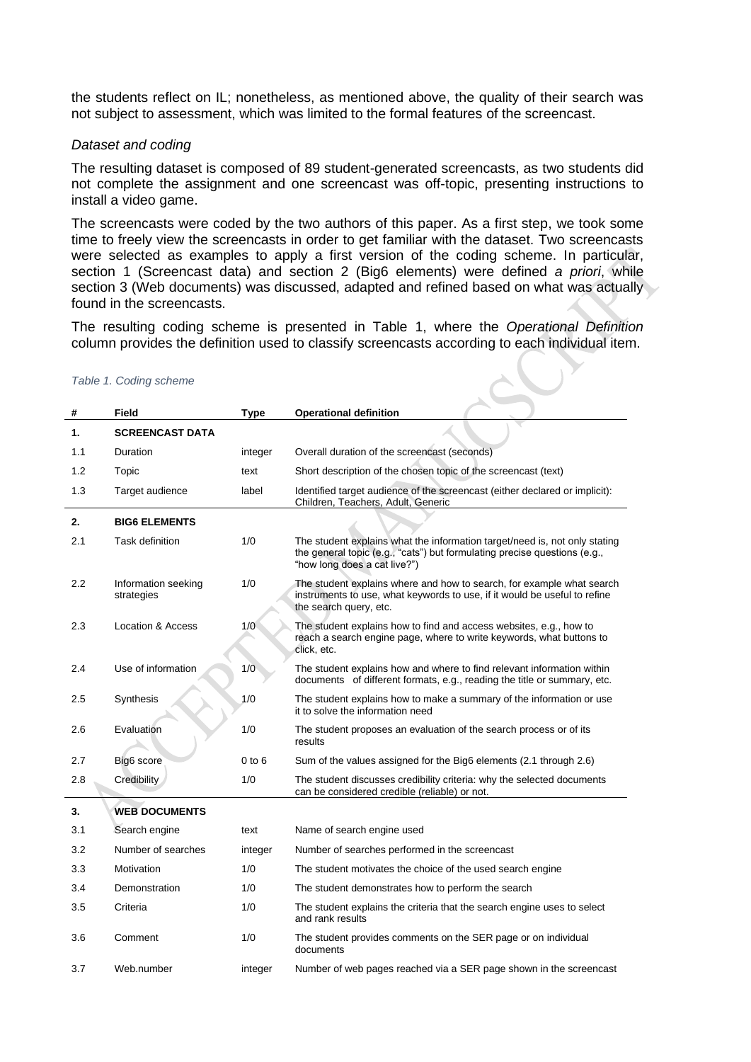the students reflect on IL; nonetheless, as mentioned above, the quality of their search was not subject to assessment, which was limited to the formal features of the screencast.

*Dataset and coding*

The resulting dataset is composed of 89 student-generated screencasts, as two students did not complete the assignment and one screencast was off-topic, presenting instructions to install a video game.

The screencasts were coded by the two authors of this paper. As a first step, we took some time to freely view the screencasts in order to get familiar with the dataset. Two screencasts were selected as examples to apply a first version of the coding scheme. In particular, section 1 (Screencast data) and section 2 (Big6 elements) were defined *a priori*, while section 3 (Web documents) was discussed, adapted and refined based on what was actually found in the screencasts.

The resulting coding scheme is presented in Table 1, where the *Operational Definition* column provides the definition used to classify screencasts according to each individual item.

*Table 1. Coding scheme*

| # | Field | Type | Operational definition |
|---|---|---|---|
| **1.** | **SCREENCAST DATA** | | |
| 1.1 | Duration | integer | Overall duration of the screencast (seconds) |
| 1.2 | Topic | text | Short description of the chosen topic of the screencast (text) |
| 1.3 | Target audience | label | Identified target audience of the screencast (either declared or implicit): Children, Teachers, Adult, Generic |
| **2.** | **BIG6 ELEMENTS** | | |
| 2.1 | Task definition | 1/0 | The student explains what the information target/need is, not only stating the general topic (e.g., "cats") but formulating precise questions (e.g., "how long does a cat live?") |
| 2.2 | Information seeking strategies | 1/0 | The student explains where and how to search, for example what search instruments to use, what keywords to use, if it would be useful to refine the search query, etc. |
| 2.3 | Location & Access | 1/0 | The student explains how to find and access websites, e.g., how to reach a search engine page, where to write keywords, what buttons to click, etc. |
| 2.4 | Use of information | 1/0 | The student explains how and where to find relevant information within documents of different formats, e.g., reading the title or summary, etc. |
| 2.5 | Synthesis | 1/0 | The student explains how to make a summary of the information or use it to solve the information need |
| 2.6 | Evaluation | 1/0 | The student proposes an evaluation of the search process or of its results |
| 2.7 | Big6 score | 0 to 6 | Sum of the values assigned for the Big6 elements (2.1 through 2.6) |
| 2.8 | Credibility | 1/0 | The student discusses credibility criteria: why the selected documents can be considered credible (reliable) or not. |
| **3.** | **WEB DOCUMENTS** | | |
| 3.1 | Search engine | text | Name of search engine used |
| 3.2 | Number of searches | integer | Number of searches performed in the screencast |
| 3.3 | Motivation | 1/0 | The student motivates the choice of the used search engine |
| 3.4 | Demonstration | 1/0 | The student demonstrates how to perform the search |
| 3.5 | Criteria | 1/0 | The student explains the criteria that the search engine uses to select and rank results |
| 3.6 | Comment | 1/0 | The student provides comments on the SER page or on individual documents |
| 3.7 | Web.number | integer | Number of web pages reached via a SER page shown in the screencast |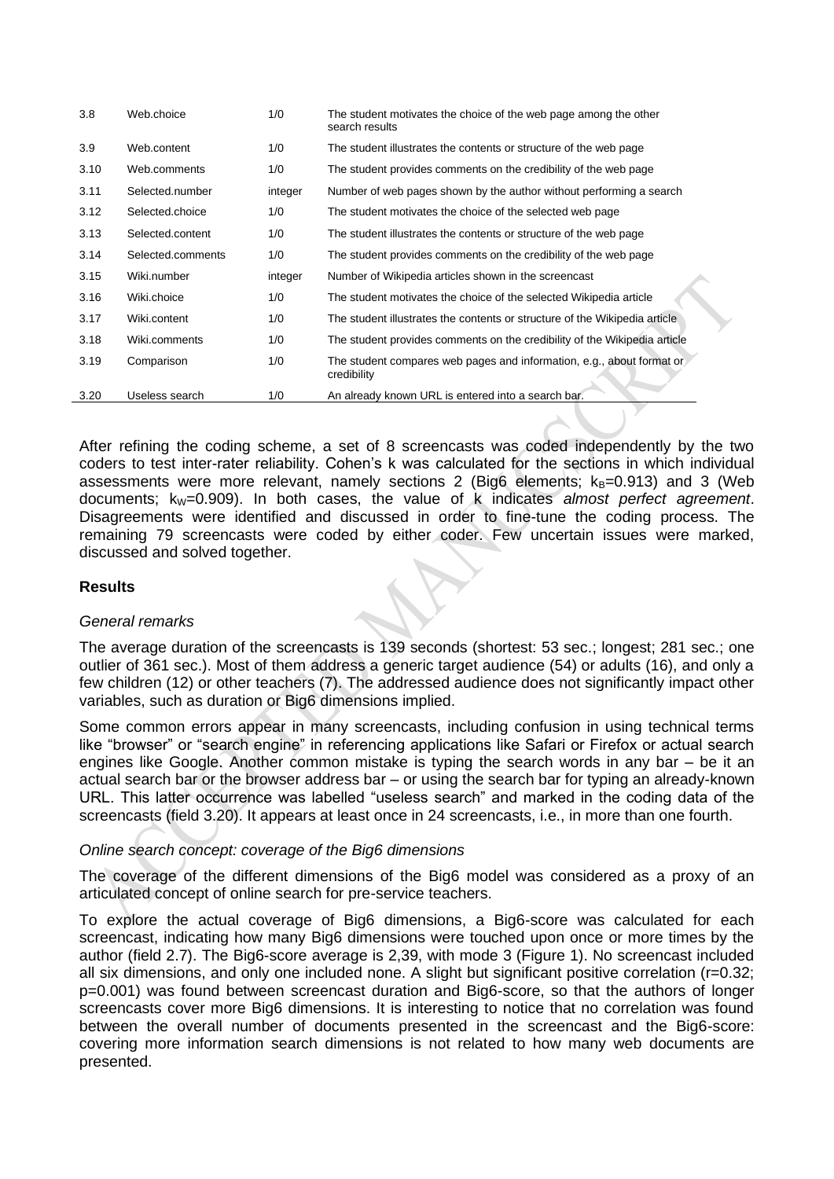| 3.8 | Web.choice | 1/0 | The student motivates the choice of the web page among the other search results |
|---|---|---|---|
| 3.9 | Web.content | 1/0 | The student illustrates the contents or structure of the web page |
| 3.10 | Web.comments | 1/0 | The student provides comments on the credibility of the web page |
| 3.11 | Selected.number | integer | Number of web pages shown by the author without performing a search |
| 3.12 | Selected.choice | 1/0 | The student motivates the choice of the selected web page |
| 3.13 | Selected.content | 1/0 | The student illustrates the contents or structure of the web page |
| 3.14 | Selected.comments | 1/0 | The student provides comments on the credibility of the web page |
| 3.15 | Wiki.number | integer | Number of Wikipedia articles shown in the screencast |
| 3.16 | Wiki.choice | 1/0 | The student motivates the choice of the selected Wikipedia article |
| 3.17 | Wiki.content | 1/0 | The student illustrates the contents or structure of the Wikipedia article |
| 3.18 | Wiki.comments | 1/0 | The student provides comments on the credibility of the Wikipedia article |
| 3.19 | Comparison | 1/0 | The student compares web pages and information, e.g., about format or credibility |
| 3.20 | Useless search | 1/0 | An already known URL is entered into a search bar. |

After refining the coding scheme, a set of 8 screencasts was coded independently by the two coders to test inter-rater reliability. Cohen's k was calculated for the sections in which individual assessments were more relevant, namely sections 2 (Big6 elements; $k_B$=0.913) and 3 (Web documents; $k_W$=0.909). In both cases, the value of k indicates *almost perfect agreement*. Disagreements were identified and discussed in order to fine-tune the coding process. The remaining 79 screencasts were coded by either coder. Few uncertain issues were marked, discussed and solved together.

## Results

### *General remarks*

The average duration of the screencasts is 139 seconds (shortest: 53 sec.; longest; 281 sec.; one outlier of 361 sec.). Most of them address a generic target audience (54) or adults (16), and only a few children (12) or other teachers (7). The addressed audience does not significantly impact other variables, such as duration or Big6 dimensions implied.

Some common errors appear in many screencasts, including confusion in using technical terms like "browser" or "search engine" in referencing applications like Safari or Firefox or actual search engines like Google. Another common mistake is typing the search words in any bar – be it an actual search bar or the browser address bar – or using the search bar for typing an already-known URL. This latter occurrence was labelled "useless search" and marked in the coding data of the screencasts (field 3.20). It appears at least once in 24 screencasts, i.e., in more than one fourth.

### *Online search concept: coverage of the Big6 dimensions*

The coverage of the different dimensions of the Big6 model was considered as a proxy of an articulated concept of online search for pre-service teachers.

To explore the actual coverage of Big6 dimensions, a Big6-score was calculated for each screencast, indicating how many Big6 dimensions were touched upon once or more times by the author (field 2.7). The Big6-score average is 2,39, with mode 3 (Figure 1). No screencast included all six dimensions, and only one included none. A slight but significant positive correlation ($r=0.32$; $p=0.001$) was found between screencast duration and Big6-score, so that the authors of longer screencasts cover more Big6 dimensions. It is interesting to notice that no correlation was found between the overall number of documents presented in the screencast and the Big6-score: covering more information search dimensions is not related to how many web documents are presented.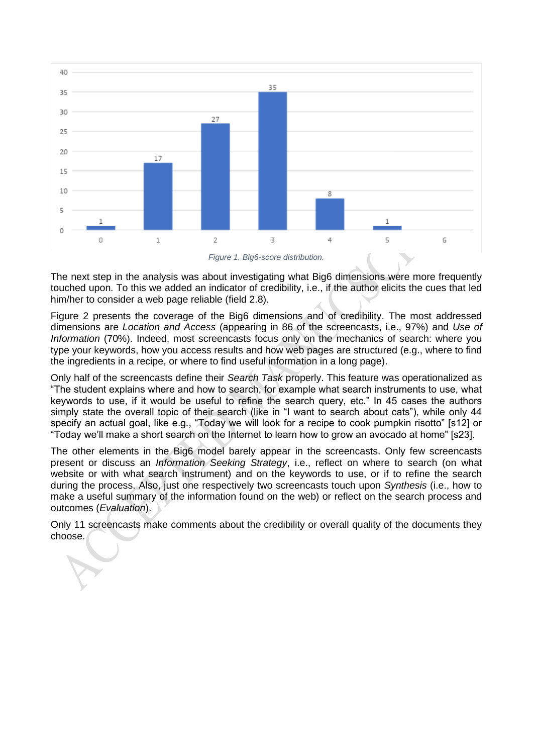Figure 1. Big6-score distribution.

The next step in the analysis was about investigating what Big6 dimensions were more frequently touched upon. To this we added an indicator of credibility, i.e., if the author elicits the cues that led him/her to consider a web page reliable (field 2.8).

Figure 2 presents the coverage of the Big6 dimensions and of credibility. The most addressed dimensions are *Location and Access* (appearing in 86 of the screencasts, i.e., 97%) and *Use of Information* (70%). Indeed, most screencasts focus only on the mechanics of search: where you type your keywords, how you access results and how web pages are structured (e.g., where to find the ingredients in a recipe, or where to find useful information in a long page).

Only half of the screencasts define their *Search Task* properly. This feature was operationalized as "The student explains where and how to search, for example what search instruments to use, what keywords to use, if it would be useful to refine the search query, etc." In 45 cases the authors simply state the overall topic of their search (like in "I want to search about cats"), while only 44 specify an actual goal, like e.g., "Today we will look for a recipe to cook pumpkin risotto" [s12] or "Today we'll make a short search on the Internet to learn how to grow an avocado at home" [s23].

The other elements in the Big6 model barely appear in the screencasts. Only few screencasts present or discuss an *Information Seeking Strategy*, i.e., reflect on where to search (on what website or with what search instrument) and on the keywords to use, or if to refine the search during the process. Also, just one respectively two screencasts touch upon *Synthesis* (i.e., how to make a useful summary of the information found on the web) or reflect on the search process and outcomes (*Evaluation*).

Only 11 screencasts make comments about the credibility or overall quality of the documents they choose.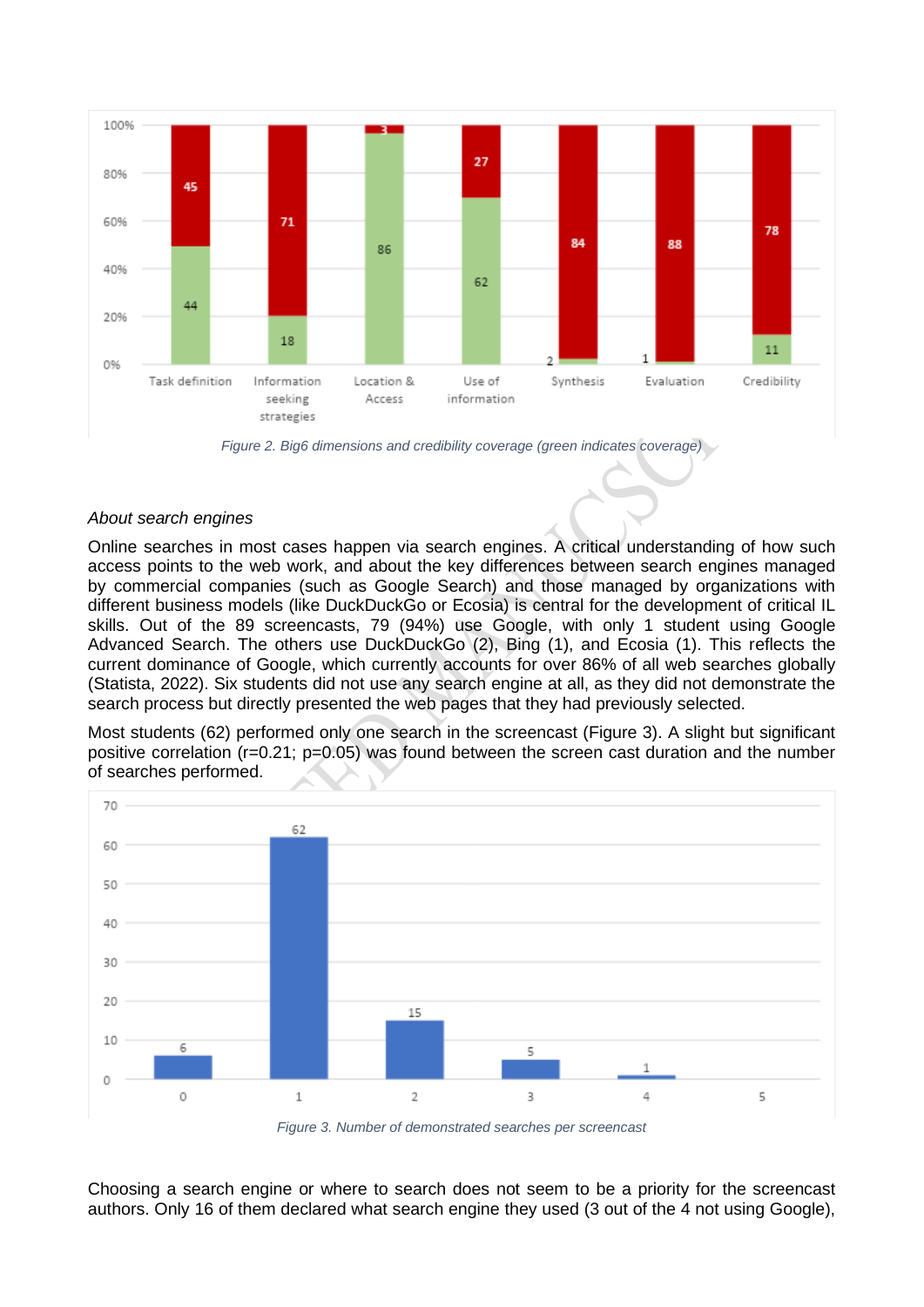Figure 2. Big6 dimensions and credibility coverage (green indicates coverage)

*About search engines*

Online searches in most cases happen via search engines. A critical understanding of how such access points to the web work, and about the key differences between search engines managed by commercial companies (such as Google Search) and those managed by organizations with different business models (like DuckDuckGo or Ecosia) is central for the development of critical IL skills. Out of the 89 screencasts, 79 (94%) use Google, with only 1 student using Google Advanced Search. The others use DuckDuckGo (2), Bing (1), and Ecosia (1). This reflects the current dominance of Google, which currently accounts for over 86% of all web searches globally (Statista, 2022). Six students did not use any search engine at all, as they did not demonstrate the search process but directly presented the web pages that they had previously selected.

Most students (62) performed only one search in the screencast (Figure 3). A slight but significant positive correlation ($r=0.21$; $p=0.05$) was found between the screen cast duration and the number of searches performed.

Figure 3. Number of demonstrated searches per screencast

Choosing a search engine or where to search does not seem to be a priority for the screencast authors. Only 16 of them declared what search engine they used (3 out of the 4 not using Google),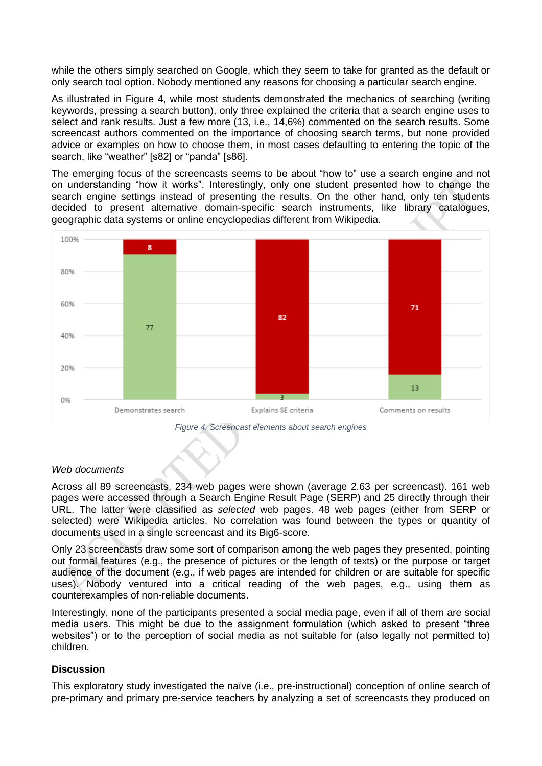while the others simply searched on Google, which they seem to take for granted as the default or only search tool option. Nobody mentioned any reasons for choosing a particular search engine.

As illustrated in Figure 4, while most students demonstrated the mechanics of searching (writing keywords, pressing a search button), only three explained the criteria that a search engine uses to select and rank results. Just a few more (13, i.e., 14,6%) commented on the search results. Some screencast authors commented on the importance of choosing search terms, but none provided advice or examples on how to choose them, in most cases defaulting to entering the topic of the search, like "weather" [s82] or "panda" [s86].

The emerging focus of the screencasts seems to be about "how to" use a search engine and not on understanding "how it works". Interestingly, only one student presented how to change the search engine settings instead of presenting the results. On the other hand, only ten students decided to present alternative domain-specific search instruments, like library catalogues, geographic data systems or online encyclopedias different from Wikipedia.

| | Demonstrates search | Explains SE criteria | Comments on results |
|---|---|---|---|
| Yes | 77 | 3 | 13 |
| No | 8 | 82 | 71 |

*Figure 4. Screencast elements about search engines*

### *Web documents*

Across all 89 screencasts, 234 web pages were shown (average 2.63 per screencast). 161 web pages were accessed through a Search Engine Result Page (SERP) and 25 directly through their URL. The latter were classified as *selected* web pages. 48 web pages (either from SERP or selected) were Wikipedia articles. No correlation was found between the types or quantity of documents used in a single screencast and its Big6-score.

Only 23 screencasts draw some sort of comparison among the web pages they presented, pointing out formal features (e.g., the presence of pictures or the length of texts) or the purpose or target audience of the document (e.g., if web pages are intended for children or are suitable for specific uses). Nobody ventured into a critical reading of the web pages, e.g., using them as counterexamples of non-reliable documents.

Interestingly, none of the participants presented a social media page, even if all of them are social media users. This might be due to the assignment formulation (which asked to present "three websites") or to the perception of social media as not suitable for (also legally not permitted to) children.

## Discussion

This exploratory study investigated the naïve (i.e., pre-instructional) conception of online search of pre-primary and primary pre-service teachers by analyzing a set of screencasts they produced on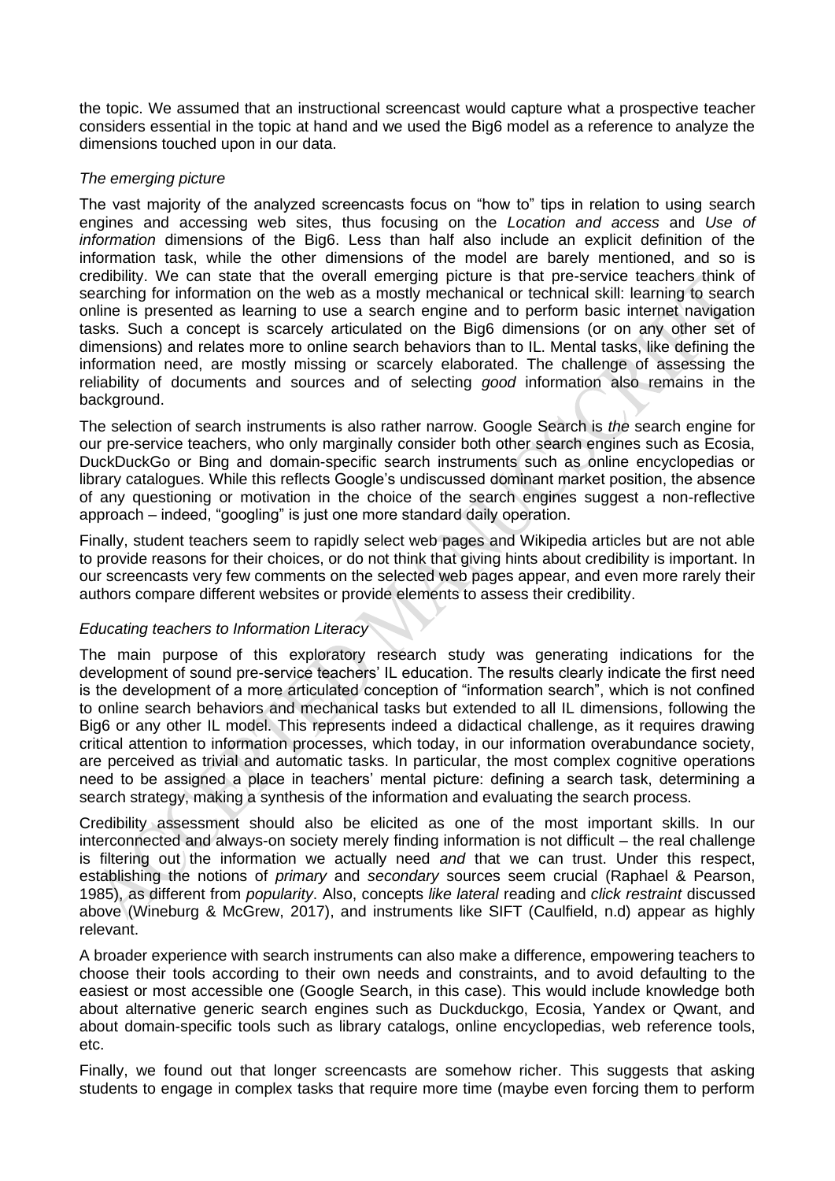the topic. We assumed that an instructional screencast would capture what a prospective teacher considers essential in the topic at hand and we used the Big6 model as a reference to analyze the dimensions touched upon in our data.

### *The emerging picture*

The vast majority of the analyzed screencasts focus on "how to" tips in relation to using search engines and accessing web sites, thus focusing on the *Location and access* and *Use of information* dimensions of the Big6. Less than half also include an explicit definition of the information task, while the other dimensions of the model are barely mentioned, and so is credibility. We can state that the overall emerging picture is that pre-service teachers think of searching for information on the web as a mostly mechanical or technical skill: learning to search online is presented as learning to use a search engine and to perform basic internet navigation tasks. Such a concept is scarcely articulated on the Big6 dimensions (or on any other set of dimensions) and relates more to online search behaviors than to IL. Mental tasks, like defining the information need, are mostly missing or scarcely elaborated. The challenge of assessing the reliability of documents and sources and of selecting *good* information also remains in the background.

The selection of search instruments is also rather narrow. Google Search is *the* search engine for our pre-service teachers, who only marginally consider both other search engines such as Ecosia, DuckDuckGo or Bing and domain-specific search instruments such as online encyclopedias or library catalogues. While this reflects Google's undiscussed dominant market position, the absence of any questioning or motivation in the choice of the search engines suggest a non-reflective approach – indeed, "googling" is just one more standard daily operation.

Finally, student teachers seem to rapidly select web pages and Wikipedia articles but are not able to provide reasons for their choices, or do not think that giving hints about credibility is important. In our screencasts very few comments on the selected web pages appear, and even more rarely their authors compare different websites or provide elements to assess their credibility.

### *Educating teachers to Information Literacy*

The main purpose of this exploratory research study was generating indications for the development of sound pre-service teachers' IL education. The results clearly indicate the first need is the development of a more articulated conception of "information search", which is not confined to online search behaviors and mechanical tasks but extended to all IL dimensions, following the Big6 or any other IL model. This represents indeed a didactical challenge, as it requires drawing critical attention to information processes, which today, in our information overabundance society, are perceived as trivial and automatic tasks. In particular, the most complex cognitive operations need to be assigned a place in teachers' mental picture: defining a search task, determining a search strategy, making a synthesis of the information and evaluating the search process.

Credibility assessment should also be elicited as one of the most important skills. In our interconnected and always-on society merely finding information is not difficult – the real challenge is filtering out the information we actually need *and* that we can trust. Under this respect, establishing the notions of *primary* and *secondary* sources seem crucial (Raphael & Pearson, 1985), as different from *popularity*. Also, concepts *like lateral* reading and *click restraint* discussed above (Wineburg & McGrew, 2017), and instruments like SIFT (Caulfield, n.d) appear as highly relevant.

A broader experience with search instruments can also make a difference, empowering teachers to choose their tools according to their own needs and constraints, and to avoid defaulting to the easiest or most accessible one (Google Search, in this case). This would include knowledge both about alternative generic search engines such as Duckduckgo, Ecosia, Yandex or Qwant, and about domain-specific tools such as library catalogs, online encyclopedias, web reference tools, etc.

Finally, we found out that longer screencasts are somehow richer. This suggests that asking students to engage in complex tasks that require more time (maybe even forcing them to perform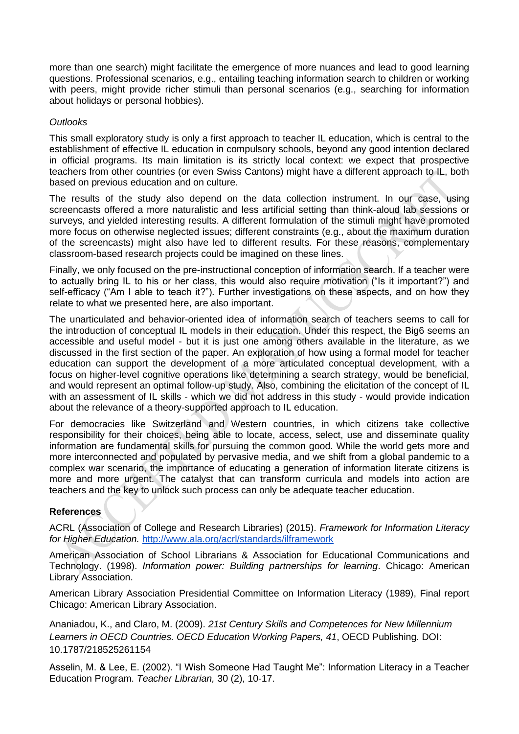more than one search) might facilitate the emergence of more nuances and lead to good learning questions. Professional scenarios, e.g., entailing teaching information search to children or working with peers, might provide richer stimuli than personal scenarios (e.g., searching for information about holidays or personal hobbies).

*Outlooks*

This small exploratory study is only a first approach to teacher IL education, which is central to the establishment of effective IL education in compulsory schools, beyond any good intention declared in official programs. Its main limitation is its strictly local context: we expect that prospective teachers from other countries (or even Swiss Cantons) might have a different approach to IL, both based on previous education and on culture.

The results of the study also depend on the data collection instrument. In our case, using screencasts offered a more naturalistic and less artificial setting than think-aloud lab sessions or surveys, and yielded interesting results. A different formulation of the stimuli might have promoted more focus on otherwise neglected issues; different constraints (e.g., about the maximum duration of the screencasts) might also have led to different results. For these reasons, complementary classroom-based research projects could be imagined on these lines.

Finally, we only focused on the pre-instructional conception of information search. If a teacher were to actually bring IL to his or her class, this would also require motivation ("Is it important?") and self-efficacy ("Am I able to teach it?"). Further investigations on these aspects, and on how they relate to what we presented here, are also important.

The unarticulated and behavior-oriented idea of information search of teachers seems to call for the introduction of conceptual IL models in their education. Under this respect, the Big6 seems an accessible and useful model - but it is just one among others available in the literature, as we discussed in the first section of the paper. An exploration of how using a formal model for teacher education can support the development of a more articulated conceptual development, with a focus on higher-level cognitive operations like determining a search strategy, would be beneficial, and would represent an optimal follow-up study. Also, combining the elicitation of the concept of IL with an assessment of IL skills - which we did not address in this study - would provide indication about the relevance of a theory-supported approach to IL education.

For democracies like Switzerland and Western countries, in which citizens take collective responsibility for their choices, being able to locate, access, select, use and disseminate quality information are fundamental skills for pursuing the common good. While the world gets more and more interconnected and populated by pervasive media, and we shift from a global pandemic to a complex war scenario, the importance of educating a generation of information literate citizens is more and more urgent. The catalyst that can transform curricula and models into action are teachers and the key to unlock such process can only be adequate teacher education.

**References**

ACRL (Association of College and Research Libraries) (2015). *Framework for Information Literacy for Higher Education.* http://www.ala.org/acrl/standards/ilframework

American Association of School Librarians & Association for Educational Communications and Technology. (1998). *Information power: Building partnerships for learning*. Chicago: American Library Association.

American Library Association Presidential Committee on Information Literacy (1989), Final report Chicago: American Library Association.

Ananiadou, K., and Claro, M. (2009). *21st Century Skills and Competences for New Millennium Learners in OECD Countries. OECD Education Working Papers, 41*, OECD Publishing. DOI: 10.1787/218525261154

Asselin, M. & Lee, E. (2002). "I Wish Someone Had Taught Me": Information Literacy in a Teacher Education Program. *Teacher Librarian,* 30 (2), 10-17.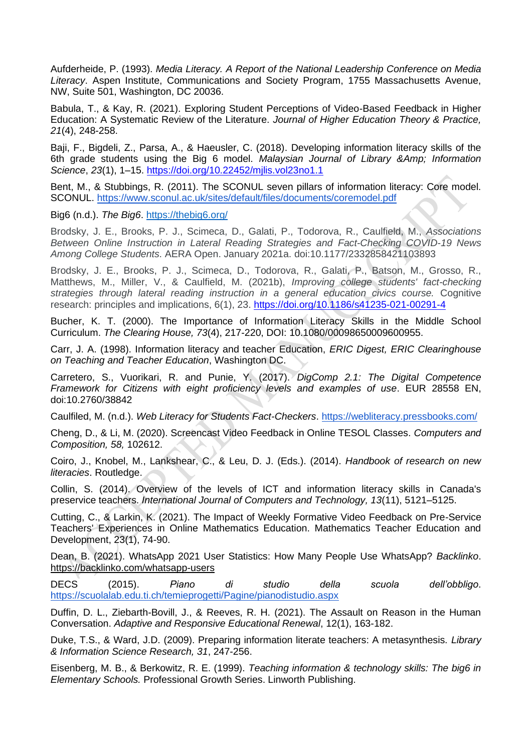Aufderheide, P. (1993). *Media Literacy. A Report of the National Leadership Conference on Media Literacy*. Aspen Institute, Communications and Society Program, 1755 Massachusetts Avenue, NW, Suite 501, Washington, DC 20036.

Babula, T., & Kay, R. (2021). Exploring Student Perceptions of Video-Based Feedback in Higher Education: A Systematic Review of the Literature. *Journal of Higher Education Theory & Practice, 21*(4), 248-258.

Baji, F., Bigdeli, Z., Parsa, A., & Haeusler, C. (2018). Developing information literacy skills of the 6th grade students using the Big 6 model. *Malaysian Journal of Library &Amp; Information Science*, *23*(1), 1–15. https://doi.org/10.22452/mjlis.vol23no1.1

Bent, M., & Stubbings, R. (2011). The SCONUL seven pillars of information literacy: Core model. SCONUL. https://www.sconul.ac.uk/sites/default/files/documents/coremodel.pdf

Big6 (n.d.). *The Big6*. https://thebig6.org/

Brodsky, J. E., Brooks, P. J., Scimeca, D., Galati, P., Todorova, R., Caulfield, M., *Associations Between Online Instruction in Lateral Reading Strategies and Fact-Checking COVID-19 News Among College Students*. AERA Open. January 2021a. doi:10.1177/2332858421103893

Brodsky, J. E., Brooks, P. J., Scimeca, D., Todorova, R., Galati, P., Batson, M., Grosso, R., Matthews, M., Miller, V., & Caulfield, M. (2021b), *Improving college students' fact-checking strategies through lateral reading instruction in a general education civics course.* Cognitive research: principles and implications, 6(1), 23. https://doi.org/10.1186/s41235-021-00291-4

Bucher, K. T. (2000). The Importance of Information Literacy Skills in the Middle School Curriculum. *The Clearing House, 73*(4), 217-220, DOI: 10.1080/00098650009600955.

Carr, J. A. (1998). Information literacy and teacher Education, *ERIC Digest, ERIC Clearinghouse on Teaching and Teacher Education*, Washington DC.

Carretero, S., Vuorikari, R. and Punie, Y. (2017). *DigComp 2.1: The Digital Competence Framework for Citizens with eight proficiency levels and examples of use*. EUR 28558 EN, doi:10.2760/38842

Caulfiled, M. (n.d.). *Web Literacy for Students Fact-Checkers*. https://webliteracy.pressbooks.com/

Cheng, D., & Li, M. (2020). Screencast Video Feedback in Online TESOL Classes. *Computers and Composition, 58,* 102612.

Coiro, J., Knobel, M., Lankshear, C., & Leu, D. J. (Eds.). (2014). *Handbook of research on new literacies*. Routledge.

Collin, S. (2014). Overview of the levels of ICT and information literacy skills in Canada's preservice teachers. *International Journal of Computers and Technology, 13*(11), 5121–5125.

Cutting, C., & Larkin, K. (2021). The Impact of Weekly Formative Video Feedback on Pre-Service Teachers' Experiences in Online Mathematics Education. Mathematics Teacher Education and Development, 23(1), 74-90.

Dean, B. (2021). WhatsApp 2021 User Statistics: How Many People Use WhatsApp? *Backlinko*. https://backlinko.com/whatsapp-users

DECS (2015). *Piano di studio della scuola dell'obbligo*. https://scuolalab.edu.ti.ch/temieprogetti/Pagine/pianodistudio.aspx

Duffin, D. L., Ziebarth-Bovill, J., & Reeves, R. H. (2021). The Assault on Reason in the Human Conversation. *Adaptive and Responsive Educational Renewal*, 12(1), 163-182.

Duke, T.S., & Ward, J.D. (2009). Preparing information literate teachers: A metasynthesis. *Library & Information Science Research, 31*, 247-256.

Eisenberg, M. B., & Berkowitz, R. E. (1999). *Teaching information & technology skills: The big6 in Elementary Schools.* Professional Growth Series. Linworth Publishing.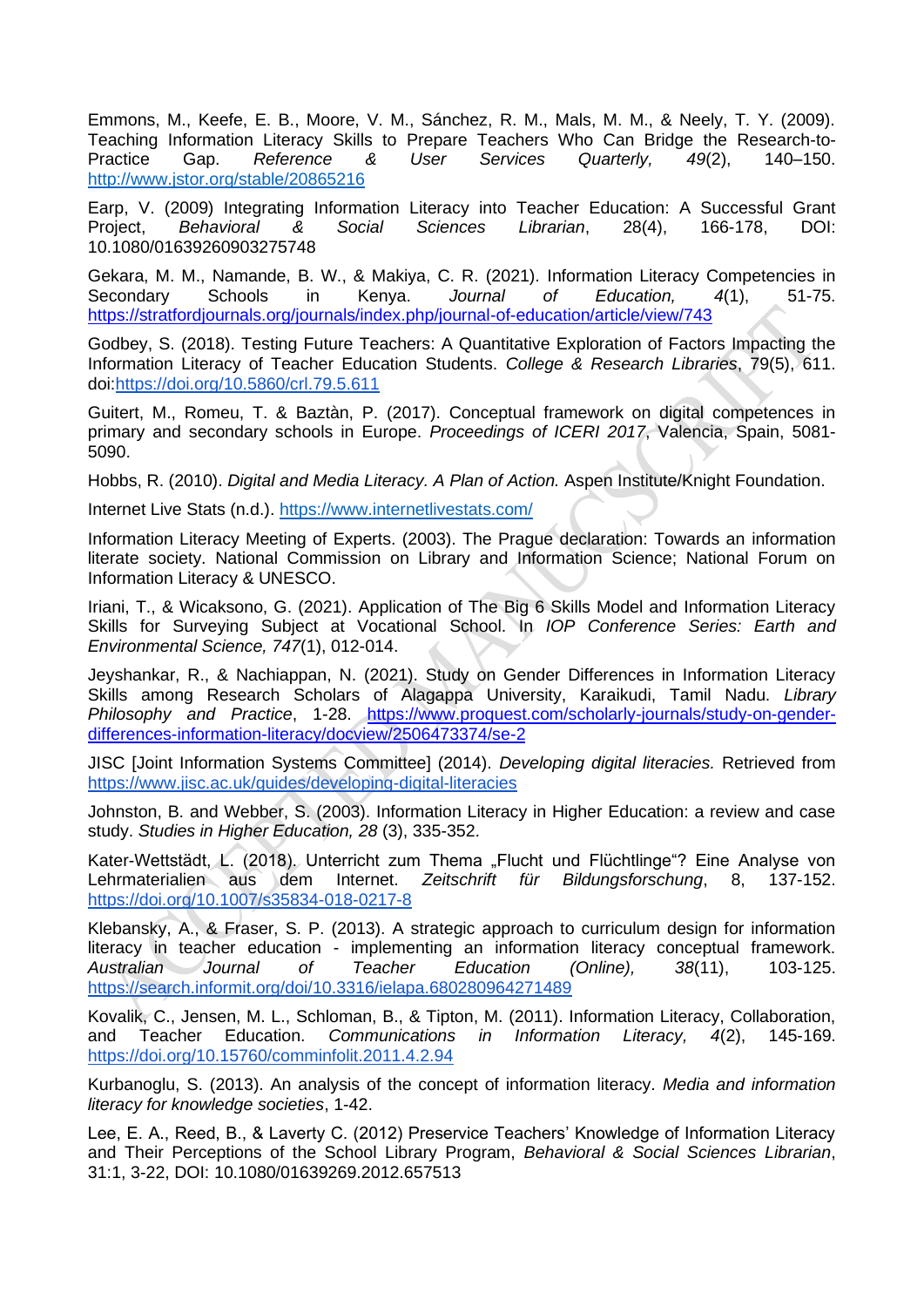Emmons, M., Keefe, E. B., Moore, V. M., Sánchez, R. M., Mals, M. M., & Neely, T. Y. (2009). Teaching Information Literacy Skills to Prepare Teachers Who Can Bridge the Research-to-Practice Gap. *Reference & User Services Quarterly, 49*(2), 140–150. http://www.jstor.org/stable/20865216

Earp, V. (2009) Integrating Information Literacy into Teacher Education: A Successful Grant Project, *Behavioral & Social Sciences Librarian*, 28(4), 166-178, DOI: 10.1080/01639260903275748

Gekara, M. M., Namande, B. W., & Makiya, C. R. (2021). Information Literacy Competencies in Secondary Schools in Kenya. *Journal of Education, 4*(1), 51-75. https://stratfordjournals.org/journals/index.php/journal-of-education/article/view/743

Godbey, S. (2018). Testing Future Teachers: A Quantitative Exploration of Factors Impacting the Information Literacy of Teacher Education Students. *College & Research Libraries*, 79(5), 611. doi:https://doi.org/10.5860/crl.79.5.611

Guitert, M., Romeu, T. & Baztàn, P. (2017). Conceptual framework on digital competences in primary and secondary schools in Europe. *Proceedings of ICERI 2017*, Valencia, Spain, 5081-5090.

Hobbs, R. (2010). *Digital and Media Literacy. A Plan of Action.* Aspen Institute/Knight Foundation.

Internet Live Stats (n.d.). https://www.internetlivestats.com/

Information Literacy Meeting of Experts. (2003). The Prague declaration: Towards an information literate society. National Commission on Library and Information Science; National Forum on Information Literacy & UNESCO.

Iriani, T., & Wicaksono, G. (2021). Application of The Big 6 Skills Model and Information Literacy Skills for Surveying Subject at Vocational School. In *IOP Conference Series: Earth and Environmental Science, 747*(1), 012-014.

Jeyshankar, R., & Nachiappan, N. (2021). Study on Gender Differences in Information Literacy Skills among Research Scholars of Alagappa University, Karaikudi, Tamil Nadu. *Library Philosophy and Practice*, 1-28. https://www.proquest.com/scholarly-journals/study-on-gender-differences-information-literacy/docview/2506473374/se-2

JISC [Joint Information Systems Committee] (2014). *Developing digital literacies.* Retrieved from https://www.jisc.ac.uk/guides/developing-digital-literacies

Johnston, B. and Webber, S. (2003). Information Literacy in Higher Education: a review and case study. *Studies in Higher Education, 28* (3), 335-352.

Kater-Wettstädt, L. (2018). Unterricht zum Thema „Flucht und Flüchtlinge"? Eine Analyse von Lehrmaterialien aus dem Internet. *Zeitschrift für Bildungsforschung*, 8, 137-152. https://doi.org/10.1007/s35834-018-0217-8

Klebansky, A., & Fraser, S. P. (2013). A strategic approach to curriculum design for information literacy in teacher education - implementing an information literacy conceptual framework. *Australian Journal of Teacher Education (Online), 38*(11), 103-125. https://search.informit.org/doi/10.3316/ielapa.680280964271489

Kovalik, C., Jensen, M. L., Schloman, B., & Tipton, M. (2011). Information Literacy, Collaboration, and Teacher Education. *Communications in Information Literacy, 4*(2), 145-169. https://doi.org/10.15760/comminfolit.2011.4.2.94

Kurbanoglu, S. (2013). An analysis of the concept of information literacy. *Media and information literacy for knowledge societies*, 1-42.

Lee, E. A., Reed, B., & Laverty C. (2012) Preservice Teachers' Knowledge of Information Literacy and Their Perceptions of the School Library Program, *Behavioral & Social Sciences Librarian*, 31:1, 3-22, DOI: 10.1080/01639269.2012.657513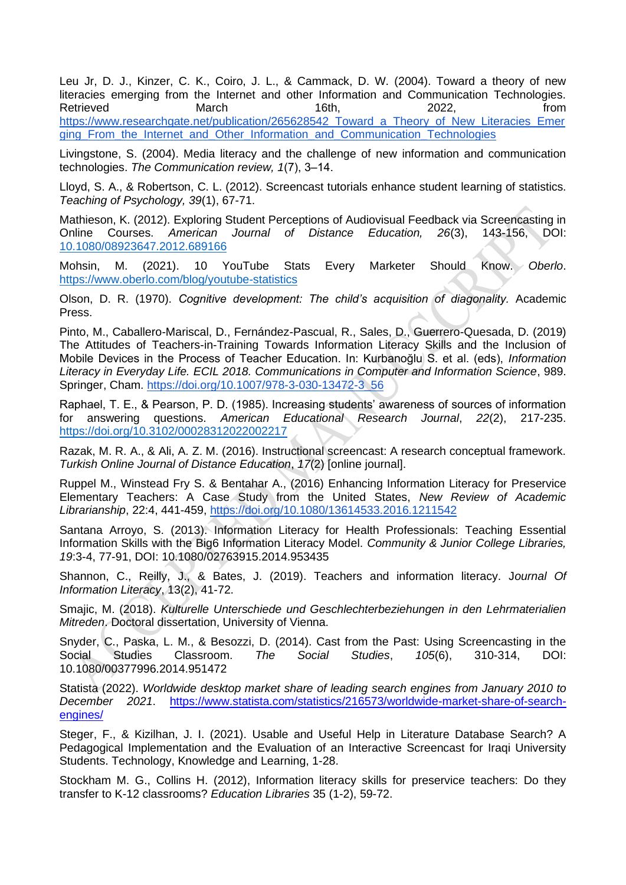Leu Jr, D. J., Kinzer, C. K., Coiro, J. L., & Cammack, D. W. (2004). Toward a theory of new literacies emerging from the Internet and other Information and Communication Technologies. Retrieved March 16th, 2022, from https://www.researchgate.net/publication/265628542_Toward_a_Theory_of_New_Literacies_Emerging_From_the_Internet_and_Other_Information_and_Communication_Technologies

Livingstone, S. (2004). Media literacy and the challenge of new information and communication technologies. *The Communication review, 1*(7), 3–14.

Lloyd, S. A., & Robertson, C. L. (2012). Screencast tutorials enhance student learning of statistics. *Teaching of Psychology, 39*(1), 67-71.

Mathieson, K. (2012). Exploring Student Perceptions of Audiovisual Feedback via Screencasting in Online Courses. *American Journal of Distance Education, 26*(3), 143-156, DOI: 10.1080/08923647.2012.689166

Mohsin, M. (2021). 10 YouTube Stats Every Marketer Should Know. *Oberlo*. https://www.oberlo.com/blog/youtube-statistics

Olson, D. R. (1970). *Cognitive development: The child's acquisition of diagonality.* Academic Press.

Pinto, M., Caballero-Mariscal, D., Fernández-Pascual, R., Sales, D., Guerrero-Quesada, D. (2019) The Attitudes of Teachers-in-Training Towards Information Literacy Skills and the Inclusion of Mobile Devices in the Process of Teacher Education. In: Kurbanoğlu S. et al. (eds), *Information Literacy in Everyday Life. ECIL 2018. Communications in Computer and Information Science*, 989. Springer, Cham. https://doi.org/10.1007/978-3-030-13472-3_56

Raphael, T. E., & Pearson, P. D. (1985). Increasing students' awareness of sources of information for answering questions. *American Educational Research Journal*, *22*(2), 217-235. https://doi.org/10.3102/00028312022002217

Razak, M. R. A., & Ali, A. Z. M. (2016). Instructional screencast: A research conceptual framework. *Turkish Online Journal of Distance Education*, *17*(2) [online journal].

Ruppel M., Winstead Fry S. & Bentahar A., (2016) Enhancing Information Literacy for Preservice Elementary Teachers: A Case Study from the United States, *New Review of Academic Librarianship*, 22:4, 441-459, https://doi.org/10.1080/13614533.2016.1211542

Santana Arroyo, S. (2013). Information Literacy for Health Professionals: Teaching Essential Information Skills with the Big6 Information Literacy Model. *Community & Junior College Libraries, 19*:3-4, 77-91, DOI: 10.1080/02763915.2014.953435

Shannon, C., Reilly, J., & Bates, J. (2019). Teachers and information literacy. J*ournal Of Information Literacy*, 13(2), 41-72.

Smajic, M. (2018). *Kulturelle Unterschiede und Geschlechterbeziehungen in den Lehrmaterialien Mitreden.* Doctoral dissertation, University of Vienna.

Snyder, C., Paska, L. M., & Besozzi, D. (2014). Cast from the Past: Using Screencasting in the Social Studies Classroom. *The Social Studies*, *105*(6), 310-314, DOI: 10.1080/00377996.2014.951472

Statista (2022). *Worldwide desktop market share of leading search engines from January 2010 to December 2021*. https://www.statista.com/statistics/216573/worldwide-market-share-of-search-engines/

Steger, F., & Kizilhan, J. I. (2021). Usable and Useful Help in Literature Database Search? A Pedagogical Implementation and the Evaluation of an Interactive Screencast for Iraqi University Students. Technology, Knowledge and Learning, 1-28.

Stockham M. G., Collins H. (2012), Information literacy skills for preservice teachers: Do they transfer to K-12 classrooms? *Education Libraries* 35 (1-2), 59-72.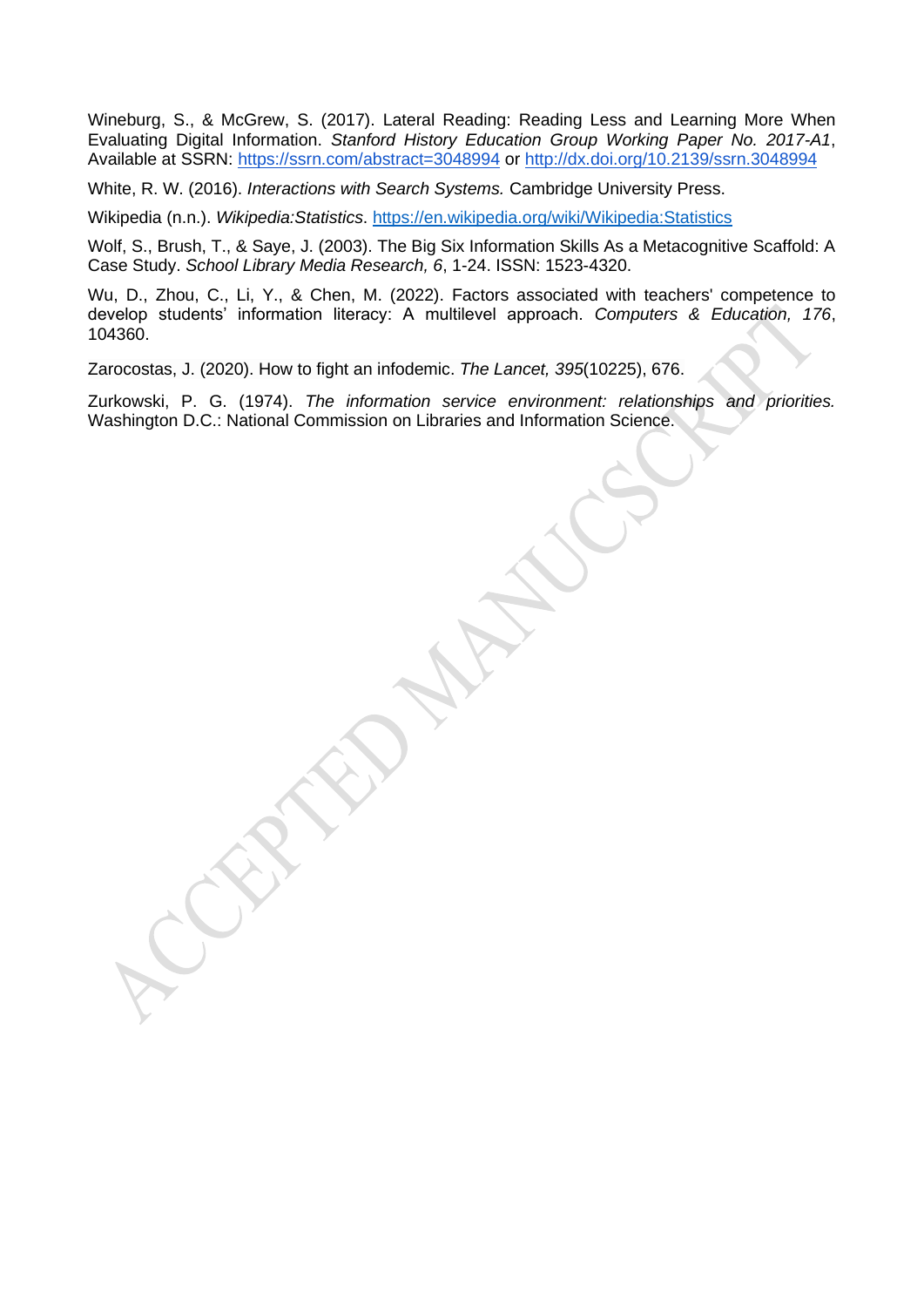Wineburg, S., & McGrew, S. (2017). Lateral Reading: Reading Less and Learning More When Evaluating Digital Information. *Stanford History Education Group Working Paper No. 2017-A1*, Available at SSRN: https://ssrn.com/abstract=3048994 or http://dx.doi.org/10.2139/ssrn.3048994

White, R. W. (2016). *Interactions with Search Systems.* Cambridge University Press.

Wikipedia (n.n.). *Wikipedia:Statistics*. https://en.wikipedia.org/wiki/Wikipedia:Statistics

Wolf, S., Brush, T., & Saye, J. (2003). The Big Six Information Skills As a Metacognitive Scaffold: A Case Study. *School Library Media Research, 6*, 1-24. ISSN: 1523-4320.

Wu, D., Zhou, C., Li, Y., & Chen, M. (2022). Factors associated with teachers' competence to develop students' information literacy: A multilevel approach. *Computers & Education, 176*, 104360.

Zarocostas, J. (2020). How to fight an infodemic. *The Lancet, 395*(10225), 676.

Zurkowski, P. G. (1974). *The information service environment: relationships and priorities.* Washington D.C.: National Commission on Libraries and Information Science.